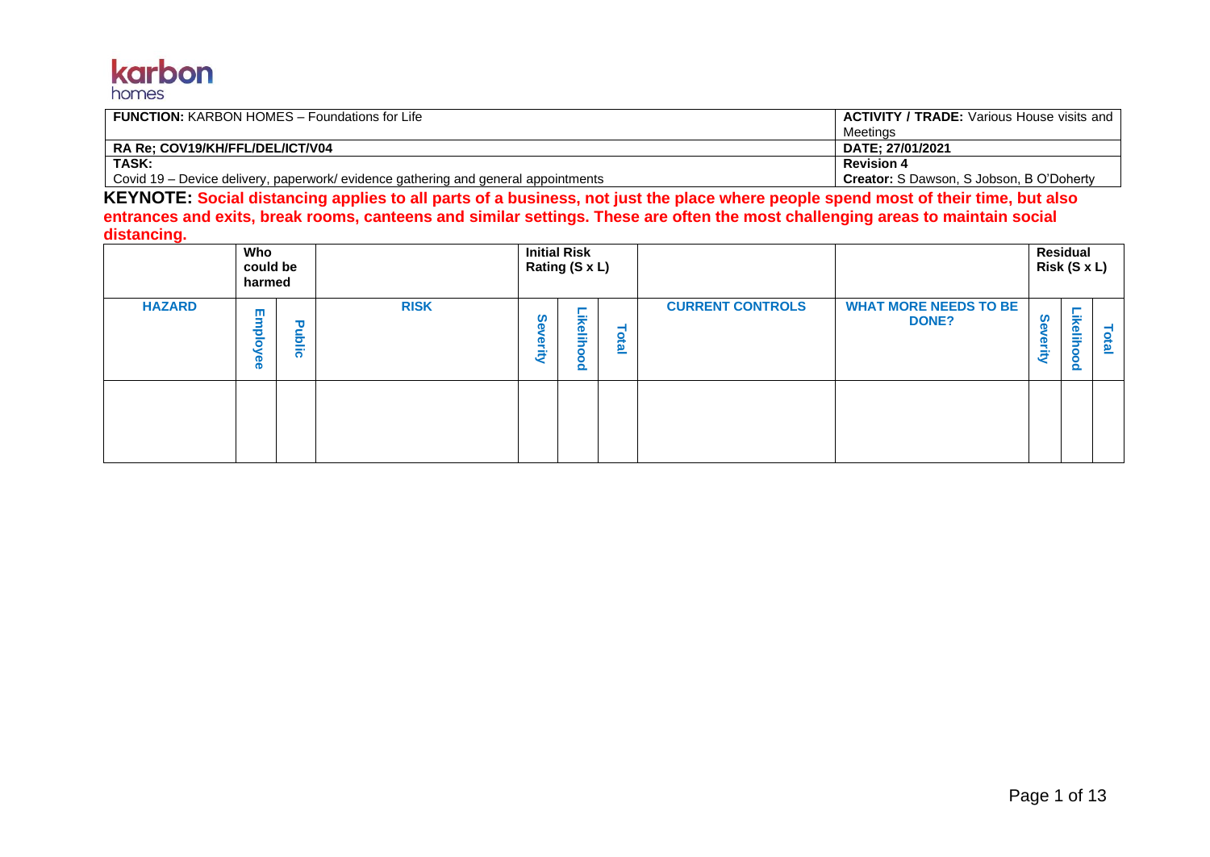karbon homes

| FUNCTION: KARBON HOMES – Foundations for Life | ACTIVITY / TRADE: Various House visits and Meetings |
|---|---|
| RA Re; COV19/KH/FFL/DEL/ICT/V04 | DATE; 27/01/2021 |
| TASK: Covid 19 – Device delivery, paperwork/ evidence gathering and general appointments | Revision 4 Creator: S Dawson, S Jobson, B O'Doherty |

**KEYNOTE: Social distancing applies to all parts of a business, not just the place where people spend most of their time, but also entrances and exits, break rooms, canteens and similar settings. These are often the most challenging areas to maintain social distancing.**

| | Who could be harmed | | | Initial Risk Rating (S x L) | | | | | Residual Risk (S x L) | | |
|---|---|---|---|---|---|---|---|---|---|---|---|
| **HAZARD** | **Employee** | **Public** | **RISK** | **Severity** | **Likelihood** | **Total** | **CURRENT CONTROLS** | **WHAT MORE NEEDS TO BE DONE?** | **Severity** | **Likelihood** | **Total** |
| | | | | | | | | | | | |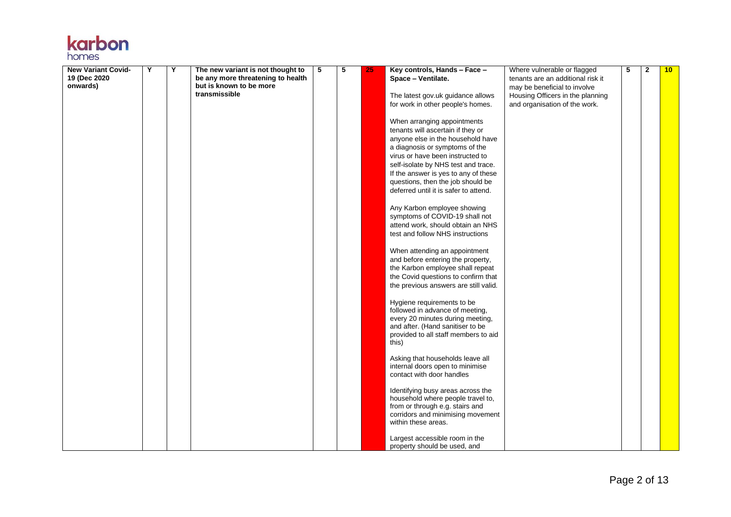| | | | | | | | | | | | | |
|---|---|---|---|---|---|---|---|---|---|---|---|---|
| **New Variant Covid-19 (Dec 2020 onwards)** | Y | Y | **The new variant is not thought to be any more threatening to health but is known to be more transmissible** | 5 | 5 | 25 | **Key controls, Hands – Face – Space – Ventilate.**<br><br>The latest gov.uk guidance allows for work in other people's homes.<br><br>When arranging appointments tenants will ascertain if they or anyone else in the household have a diagnosis or symptoms of the virus or have been instructed to self-isolate by NHS test and trace. If the answer is yes to any of these questions, then the job should be deferred until it is safer to attend.<br><br>Any Karbon employee showing symptoms of COVID-19 shall not attend work, should obtain an NHS test and follow NHS instructions<br><br>When attending an appointment and before entering the property, the Karbon employee shall repeat the Covid questions to confirm that the previous answers are still valid.<br><br>Hygiene requirements to be followed in advance of meeting, every 20 minutes during meeting, and after. (Hand sanitiser to be provided to all staff members to aid this)<br><br>Asking that households leave all internal doors open to minimise contact with door handles<br><br>Identifying busy areas across the household where people travel to, from or through e.g. stairs and corridors and minimising movement within these areas.<br><br>Largest accessible room in the property should be used, and | Where vulnerable or flagged tenants are an additional risk it may be beneficial to involve Housing Officers in the planning and organisation of the work. | 5 | 2 | 10 |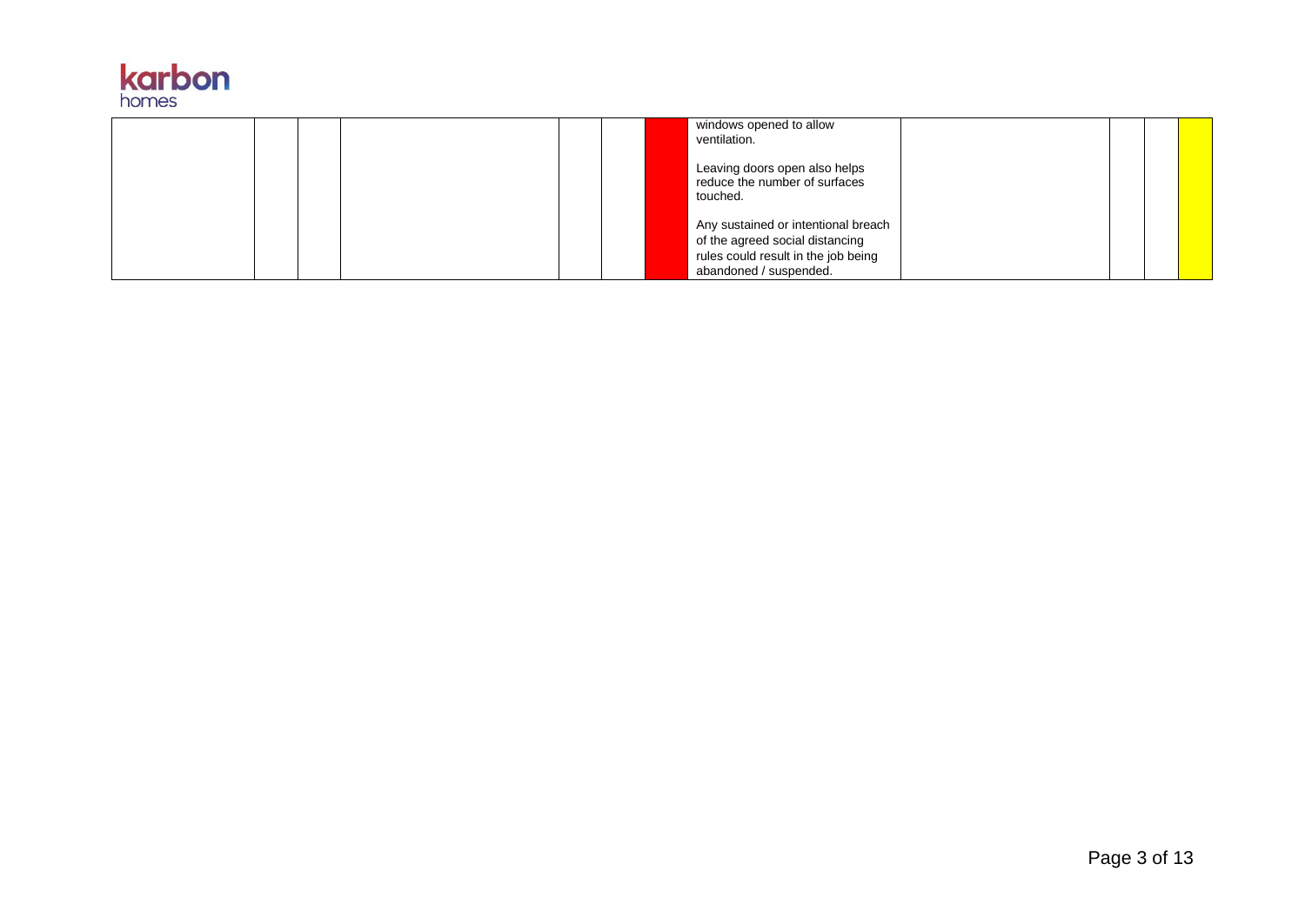| | | | | | | | | | | | |
|---|---|---|---|---|---|---|---|---|---|---|---|
| | | | | | | | windows opened to allow ventilation.<br><br>Leaving doors open also helps reduce the number of surfaces touched.<br><br>Any sustained or intentional breach of the agreed social distancing rules could result in the job being abandoned / suspended. | | | | |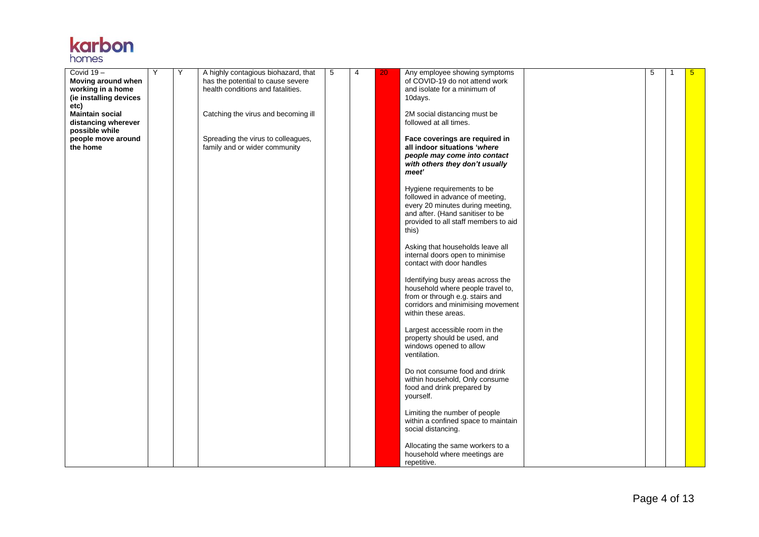| | | | | | | | | | | | |
|---|---|---|---|---|---|---|---|---|---|---|---|
| Covid 19 – **Moving around when working in a home (ie installing devices etc)** **Maintain social distancing wherever possible while people move around the home** | Y | Y | A highly contagious biohazard, that has the potential to cause severe health conditions and fatalities.<br><br>Catching the virus and becoming ill<br><br>Spreading the virus to colleagues, family and or wider community | 5 | 4 | 20 | Any employee showing symptoms of COVID-19 do not attend work and isolate for a minimum of 10days.<br><br>2M social distancing must be followed at all times.<br><br>**Face coverings are required in all indoor situations '*where people may come into contact with others they don't usually meet*'**<br><br>Hygiene requirements to be followed in advance of meeting, every 20 minutes during meeting, and after. (Hand sanitiser to be provided to all staff members to aid this)<br><br>Asking that households leave all internal doors open to minimise contact with door handles<br><br>Identifying busy areas across the household where people travel to, from or through e.g. stairs and corridors and minimising movement within these areas.<br><br>Largest accessible room in the property should be used, and windows opened to allow ventilation.<br><br>Do not consume food and drink within household, Only consume food and drink prepared by yourself.<br><br>Limiting the number of people within a confined space to maintain social distancing.<br><br>Allocating the same workers to a household where meetings are repetitive. | | 5 | 1 | 5 |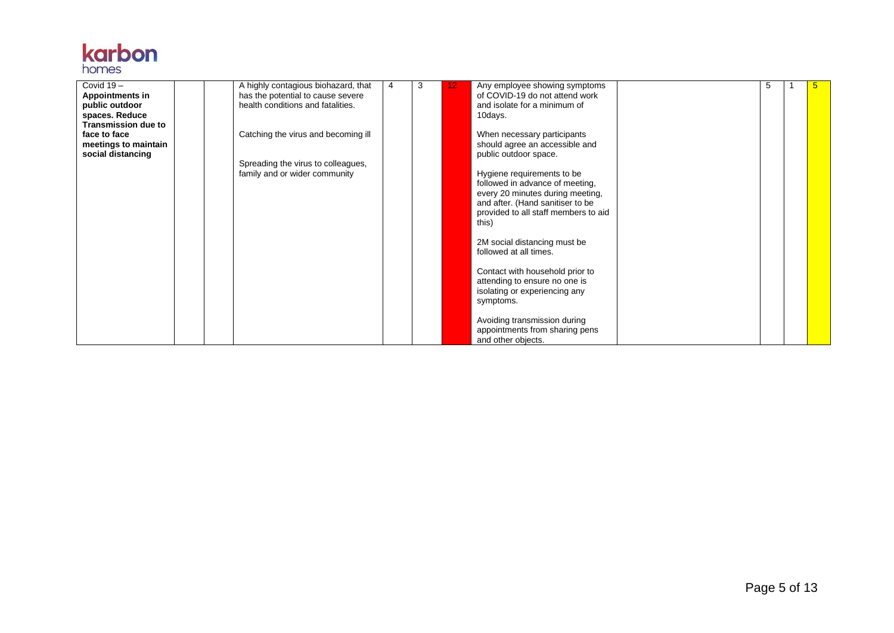| | | | | | | | | | | | |
|---|---|---|---|---|---|---|---|---|---|---|---|
| **Covid 19 – Appointments in public outdoor spaces. Reduce Transmission due to face to face meetings to maintain social distancing** | | | A highly contagious biohazard, that has the potential to cause severe health conditions and fatalities.<br><br>Catching the virus and becoming ill<br><br>Spreading the virus to colleagues, family and or wider community | 4 | 3 | 12 | Any employee showing symptoms of COVID-19 do not attend work and isolate for a minimum of 10days.<br><br>When necessary participants should agree an accessible and public outdoor space.<br><br>Hygiene requirements to be followed in advance of meeting, every 20 minutes during meeting, and after. (Hand sanitiser to be provided to all staff members to aid this)<br><br>2M social distancing must be followed at all times.<br><br>Contact with household prior to attending to ensure no one is isolating or experiencing any symptoms.<br><br>Avoiding transmission during appointments from sharing pens and other objects. | | 5 | 1 | 5 |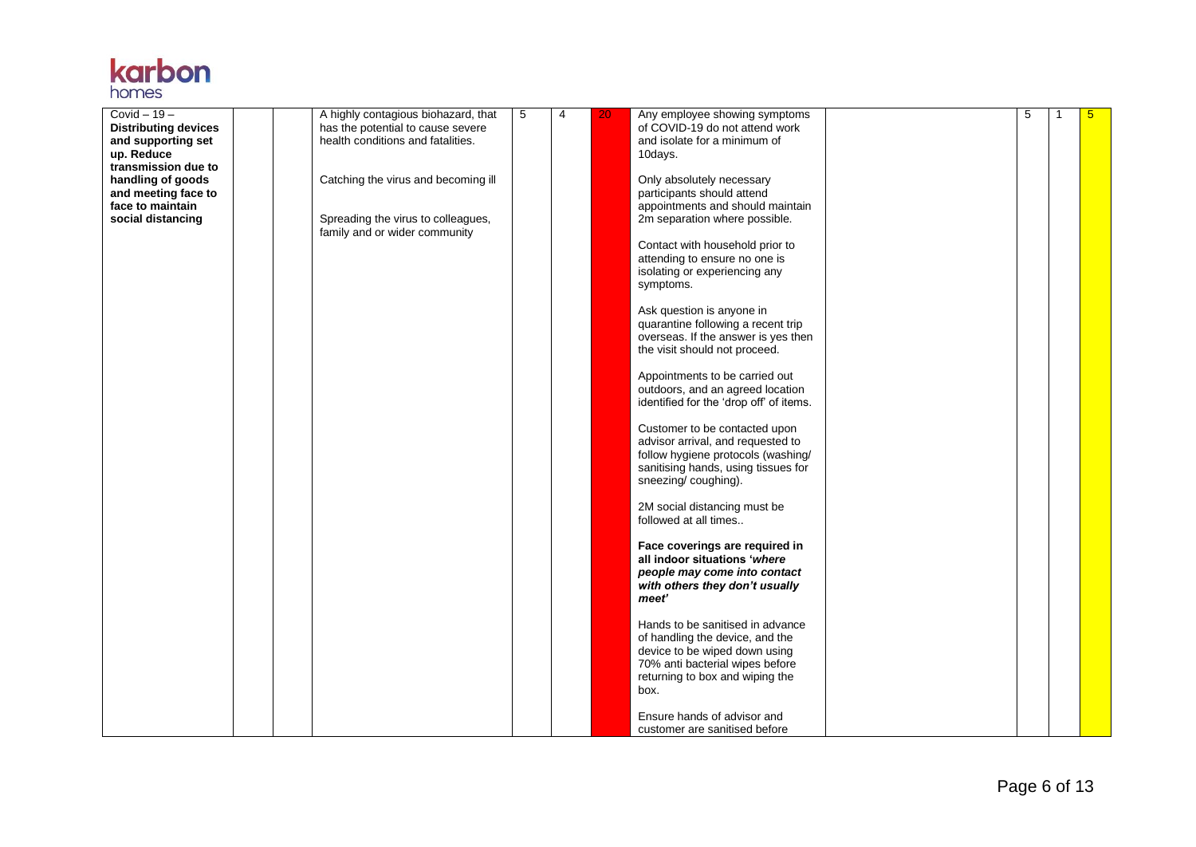| | | | | | | | | | | | |
|---|---|---|---|---|---|---|---|---|---|---|---|
| Covid – 19 – **Distributing devices and supporting set up. Reduce transmission due to handling of goods and meeting face to face to maintain social distancing** | | | A highly contagious biohazard, that has the potential to cause severe health conditions and fatalities.<br><br>Catching the virus and becoming ill<br><br>Spreading the virus to colleagues, family and or wider community | 5 | 4 | 20 | Any employee showing symptoms of COVID-19 do not attend work and isolate for a minimum of 10days.<br><br>Only absolutely necessary participants should attend appointments and should maintain 2m separation where possible.<br><br>Contact with household prior to attending to ensure no one is isolating or experiencing any symptoms.<br><br>Ask question is anyone in quarantine following a recent trip overseas. If the answer is yes then the visit should not proceed.<br><br>Appointments to be carried out outdoors, and an agreed location identified for the 'drop off' of items.<br><br>Customer to be contacted upon advisor arrival, and requested to follow hygiene protocols (washing/ sanitising hands, using tissues for sneezing/ coughing).<br><br>2M social distancing must be followed at all times..<br><br>**Face coverings are required in all indoor situations '*where people may come into contact with others they don't usually meet'***<br><br>Hands to be sanitised in advance of handling the device, and the device to be wiped down using 70% anti bacterial wipes before returning to box and wiping the box.<br><br>Ensure hands of advisor and customer are sanitised before | | 5 | 1 | 5 |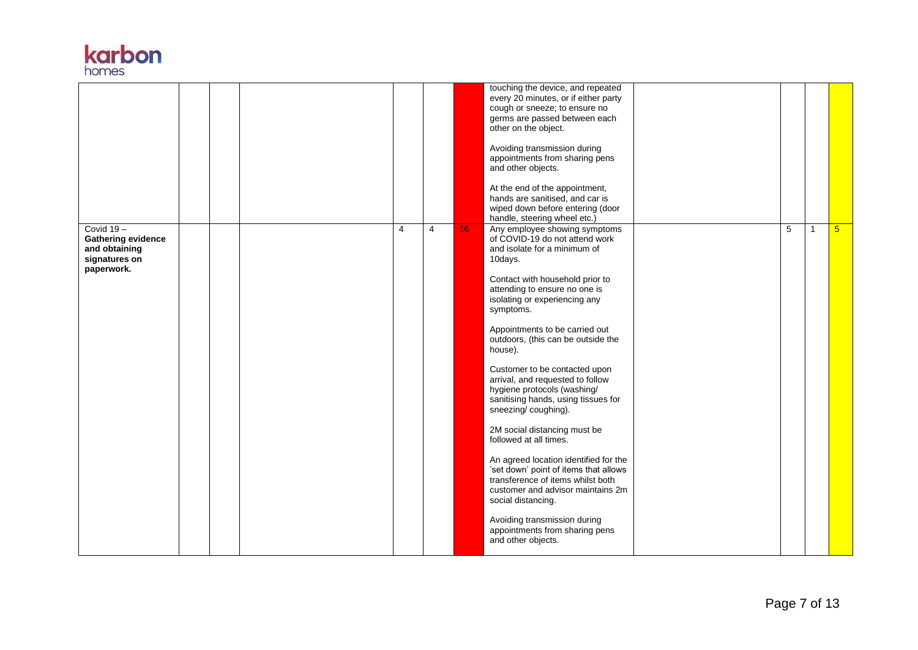| | | | | | | | | | | | |
|---|---|---|---|---|---|---|---|---|---|---|---|
| | | | | | | | touching the device, and repeated every 20 minutes, or if either party cough or sneeze; to ensure no germs are passed between each other on the object.<br><br>Avoiding transmission during appointments from sharing pens and other objects.<br><br>At the end of the appointment, hands are sanitised, and car is wiped down before entering (door handle, steering wheel etc.) | | | | |
| **Covid 19 – Gathering evidence and obtaining signatures on paperwork.** | | | | 4 | 4 | 16 | Any employee showing symptoms of COVID-19 do not attend work and isolate for a minimum of 10days.<br><br>Contact with household prior to attending to ensure no one is isolating or experiencing any symptoms.<br><br>Appointments to be carried out outdoors, (this can be outside the house).<br><br>Customer to be contacted upon arrival, and requested to follow hygiene protocols (washing/ sanitising hands, using tissues for sneezing/ coughing).<br><br>2M social distancing must be followed at all times.<br><br>An agreed location identified for the 'set down' point of items that allows transference of items whilst both customer and advisor maintains 2m social distancing.<br><br>Avoiding transmission during appointments from sharing pens and other objects. | | 5 | 1 | 5 |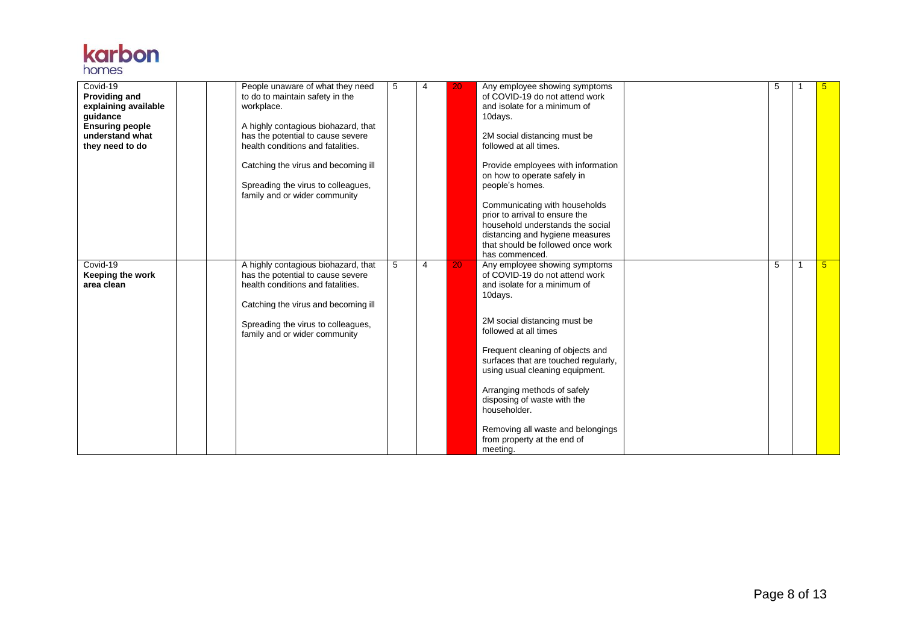| | | | | | | | | | | | |
|---|---|---|---|---|---|---|---|---|---|---|---|
| Covid-19 **Providing and explaining available guidance** **Ensuring people understand what they need to do** | | | People unaware of what they need to do to maintain safety in the workplace.<br><br>A highly contagious biohazard, that has the potential to cause severe health conditions and fatalities.<br><br>Catching the virus and becoming ill<br><br>Spreading the virus to colleagues, family and or wider community | 5 | 4 | 20 | Any employee showing symptoms of COVID-19 do not attend work and isolate for a minimum of 10days.<br><br>2M social distancing must be followed at all times.<br><br>Provide employees with information on how to operate safely in people's homes.<br><br>Communicating with households prior to arrival to ensure the household understands the social distancing and hygiene measures that should be followed once work has commenced. | | 5 | 1 | 5 |
| Covid-19 **Keeping the work area clean** | | | A highly contagious biohazard, that has the potential to cause severe health conditions and fatalities.<br><br>Catching the virus and becoming ill<br><br>Spreading the virus to colleagues, family and or wider community | 5 | 4 | 20 | Any employee showing symptoms of COVID-19 do not attend work and isolate for a minimum of 10days.<br><br>2M social distancing must be followed at all times<br><br>Frequent cleaning of objects and surfaces that are touched regularly, using usual cleaning equipment.<br><br>Arranging methods of safely disposing of waste with the householder.<br><br>Removing all waste and belongings from property at the end of meeting. | | 5 | 1 | 5 |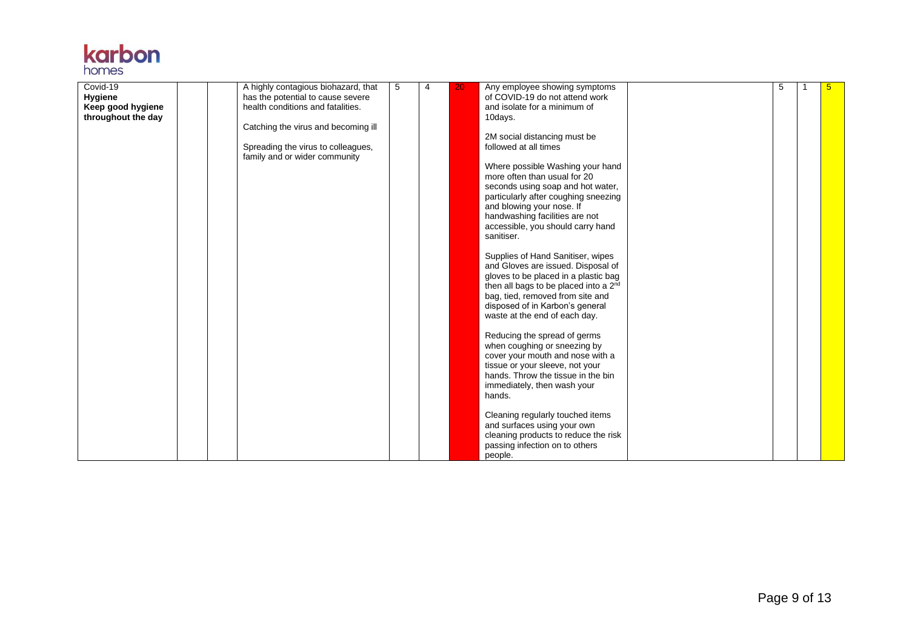| | | | | | | | | | | | | |
|---|---|---|---|---|---|---|---|---|---|---|---|---|
| Covid-19 **Hygiene** **Keep good hygiene throughout the day** | | | A highly contagious biohazard, that has the potential to cause severe health conditions and fatalities.<br><br>Catching the virus and becoming ill<br><br>Spreading the virus to colleagues, family and or wider community | 5 | 4 | 20 | Any employee showing symptoms of COVID-19 do not attend work and isolate for a minimum of 10days.<br><br>2M social distancing must be followed at all times<br><br>Where possible Washing your hand more often than usual for 20 seconds using soap and hot water, particularly after coughing sneezing and blowing your nose. If handwashing facilities are not accessible, you should carry hand sanitiser.<br><br>Supplies of Hand Sanitiser, wipes and Gloves are issued. Disposal of gloves to be placed in a plastic bag then all bags to be placed into a 2nd bag, tied, removed from site and disposed of in Karbon's general waste at the end of each day.<br><br>Reducing the spread of germs when coughing or sneezing by cover your mouth and nose with a tissue or your sleeve, not your hands. Throw the tissue in the bin immediately, then wash your hands.<br><br>Cleaning regularly touched items and surfaces using your own cleaning products to reduce the risk passing infection on to others people. | | 5 | 1 | 5 |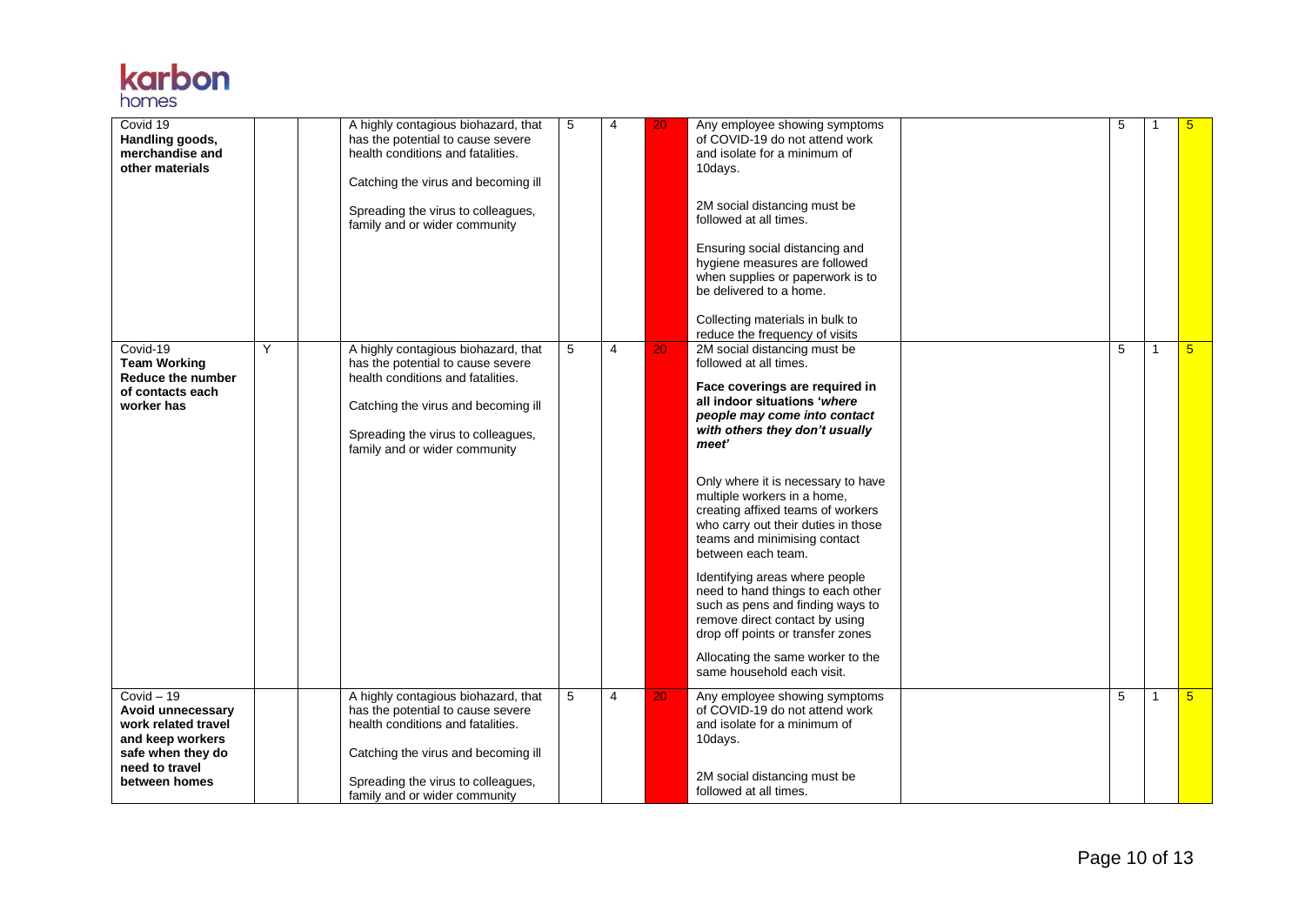| | | | | | | | | | | | |
|---|---|---|---|---|---|---|---|---|---|---|---|
| Covid 19 **Handling goods, merchandise and other materials** | | | A highly contagious biohazard, that has the potential to cause severe health conditions and fatalities.<br><br>Catching the virus and becoming ill<br><br>Spreading the virus to colleagues, family and or wider community | 5 | 4 | 20 | Any employee showing symptoms of COVID-19 do not attend work and isolate for a minimum of 10days.<br><br>2M social distancing must be followed at all times.<br><br>Ensuring social distancing and hygiene measures are followed when supplies or paperwork is to be delivered to a home.<br><br>Collecting materials in bulk to reduce the frequency of visits | | 5 | 1 | 5 |
| Covid-19 **Team Working Reduce the number of contacts each worker has** | Y | | A highly contagious biohazard, that has the potential to cause severe health conditions and fatalities.<br><br>Catching the virus and becoming ill<br><br>Spreading the virus to colleagues, family and or wider community | 5 | 4 | 20 | 2M social distancing must be followed at all times.<br><br>**Face coverings are required in all indoor situations '*where people may come into contact with others they don't usually meet*'**<br><br>Only where it is necessary to have multiple workers in a home, creating affixed teams of workers who carry out their duties in those teams and minimising contact between each team.<br><br>Identifying areas where people need to hand things to each other such as pens and finding ways to remove direct contact by using drop off points or transfer zones<br><br>Allocating the same worker to the same household each visit. | | 5 | 1 | 5 |
| Covid – 19 **Avoid unnecessary work related travel and keep workers safe when they do need to travel between homes** | | | A highly contagious biohazard, that has the potential to cause severe health conditions and fatalities.<br><br>Catching the virus and becoming ill<br><br>Spreading the virus to colleagues, family and or wider community | 5 | 4 | 20 | Any employee showing symptoms of COVID-19 do not attend work and isolate for a minimum of 10days.<br><br>2M social distancing must be followed at all times. | | 5 | 1 | 5 |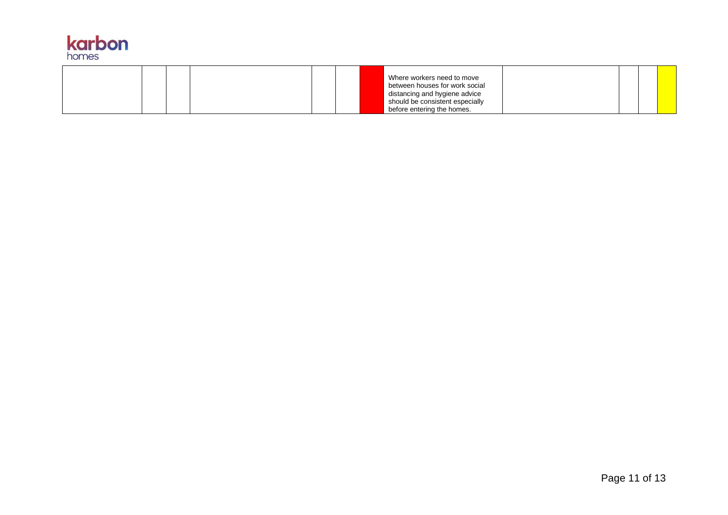| | | | | | | | | | | | |
|---|---|---|---|---|---|---|---|---|---|---|---|
| | | | | | | | Where workers need to move between houses for work social distancing and hygiene advice should be consistent especially before entering the homes. | | | | |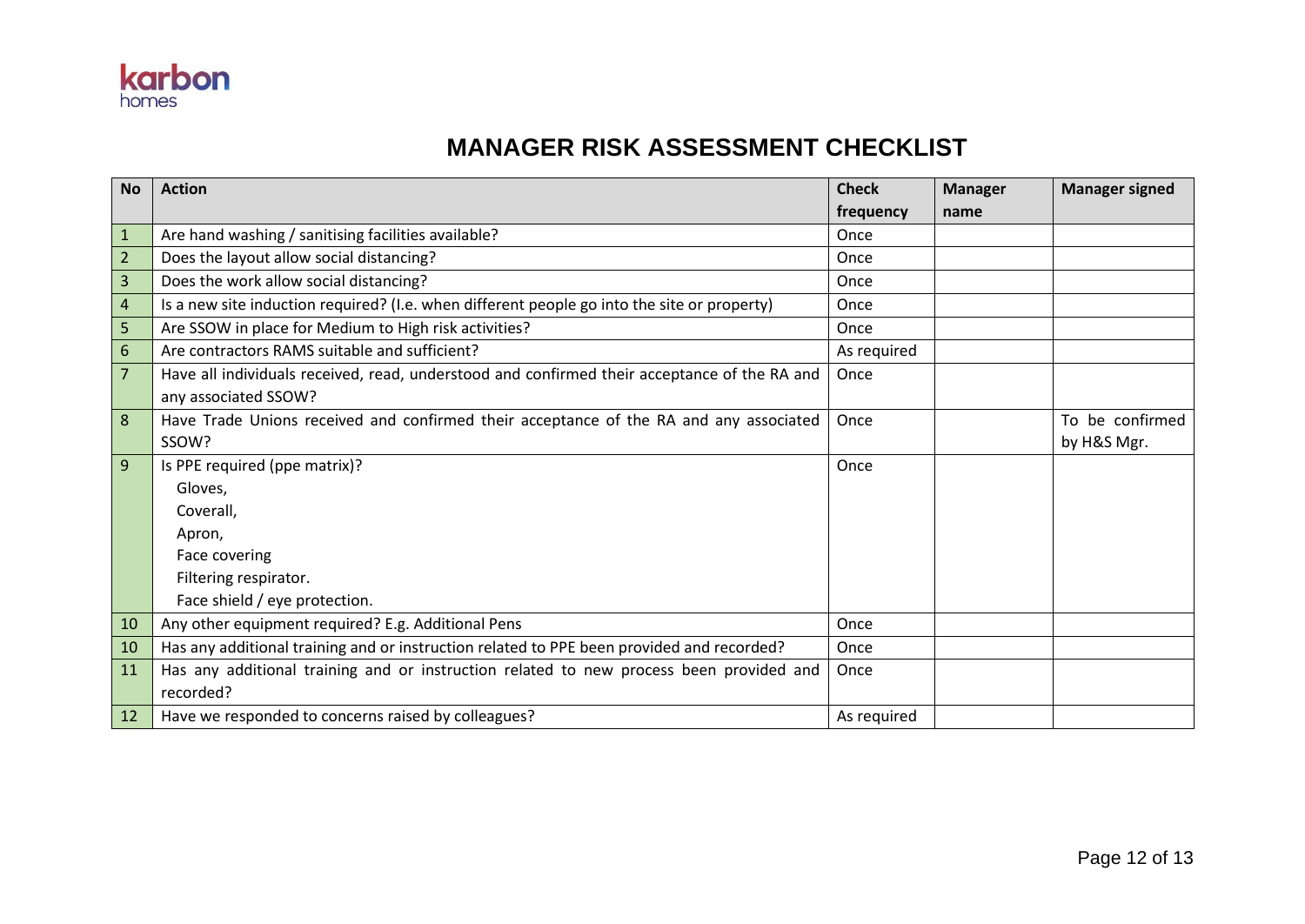karbon homes

# MANAGER RISK ASSESSMENT CHECKLIST

| No | Action | Check frequency | Manager name | Manager signed |
|---|---|---|---|---|
| 1 | Are hand washing / sanitising facilities available? | Once | | |
| 2 | Does the layout allow social distancing? | Once | | |
| 3 | Does the work allow social distancing? | Once | | |
| 4 | Is a new site induction required? (I.e. when different people go into the site or property) | Once | | |
| 5 | Are SSOW in place for Medium to High risk activities? | Once | | |
| 6 | Are contractors RAMS suitable and sufficient? | As required | | |
| 7 | Have all individuals received, read, understood and confirmed their acceptance of the RA and any associated SSOW? | Once | | |
| 8 | Have Trade Unions received and confirmed their acceptance of the RA and any associated SSOW? | Once | | To be confirmed by H&S Mgr. |
| 9 | Is PPE required (ppe matrix)?<br>Gloves,<br>Coverall,<br>Apron,<br>Face covering<br>Filtering respirator.<br>Face shield / eye protection. | Once | | |
| 10 | Any other equipment required? E.g. Additional Pens | Once | | |
| 10 | Has any additional training and or instruction related to PPE been provided and recorded? | Once | | |
| 11 | Has any additional training and or instruction related to new process been provided and recorded? | Once | | |
| 12 | Have we responded to concerns raised by colleagues? | As required | | |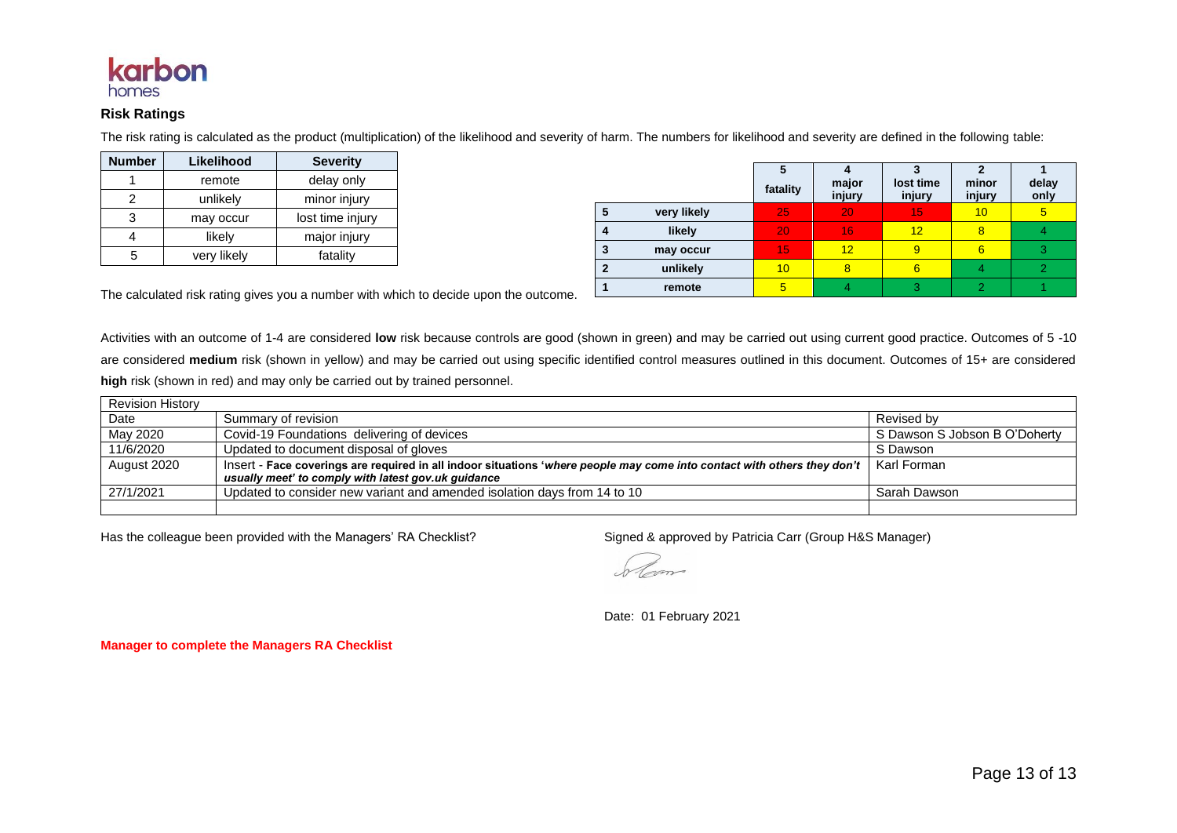karbon homes

## Risk Ratings

The risk rating is calculated as the product (multiplication) of the likelihood and severity of harm. The numbers for likelihood and severity are defined in the following table:

| Number | Likelihood | Severity |
|---|---|---|
| 1 | remote | delay only |
| 2 | unlikely | minor injury |
| 3 | may occur | lost time injury |
| 4 | likely | major injury |
| 5 | very likely | fatality |

| | | 5 fatality | 4 major injury | 3 lost time injury | 2 minor injury | 1 delay only |
|---|---|---|---|---|---|---|
| 5 | very likely | 25 | 20 | 15 | 10 | 5 |
| 4 | likely | 20 | 16 | 12 | 8 | 4 |
| 3 | may occur | 15 | 12 | 9 | 6 | 3 |
| 2 | unlikely | 10 | 8 | 6 | 4 | 2 |
| 1 | remote | 5 | 4 | 3 | 2 | 1 |

The calculated risk rating gives you a number with which to decide upon the outcome.

Activities with an outcome of 1-4 are considered **low** risk because controls are good (shown in green) and may be carried out using current good practice. Outcomes of 5 -10 are considered **medium** risk (shown in yellow) and may be carried out using specific identified control measures outlined in this document. Outcomes of 15+ are considered **high** risk (shown in red) and may only be carried out by trained personnel.

| Revision History | | |
|---|---|---|
| Date | Summary of revision | Revised by |
| May 2020 | Covid-19 Foundations delivering of devices | S Dawson S Jobson B O'Doherty |
| 11/6/2020 | Updated to document disposal of gloves | S Dawson |
| August 2020 | Insert - **Face coverings are required in all indoor situations '*where people may come into contact with others they don't usually meet' to comply with latest gov.uk guidance*** | Karl Forman |
| 27/1/2021 | Updated to consider new variant and amended isolation days from 14 to 10 | Sarah Dawson |
| | | |

Has the colleague been provided with the Managers' RA Checklist?

Signed & approved by Patricia Carr (Group H&S Manager)

Date: 01 February 2021

**Manager to complete the Managers RA Checklist**